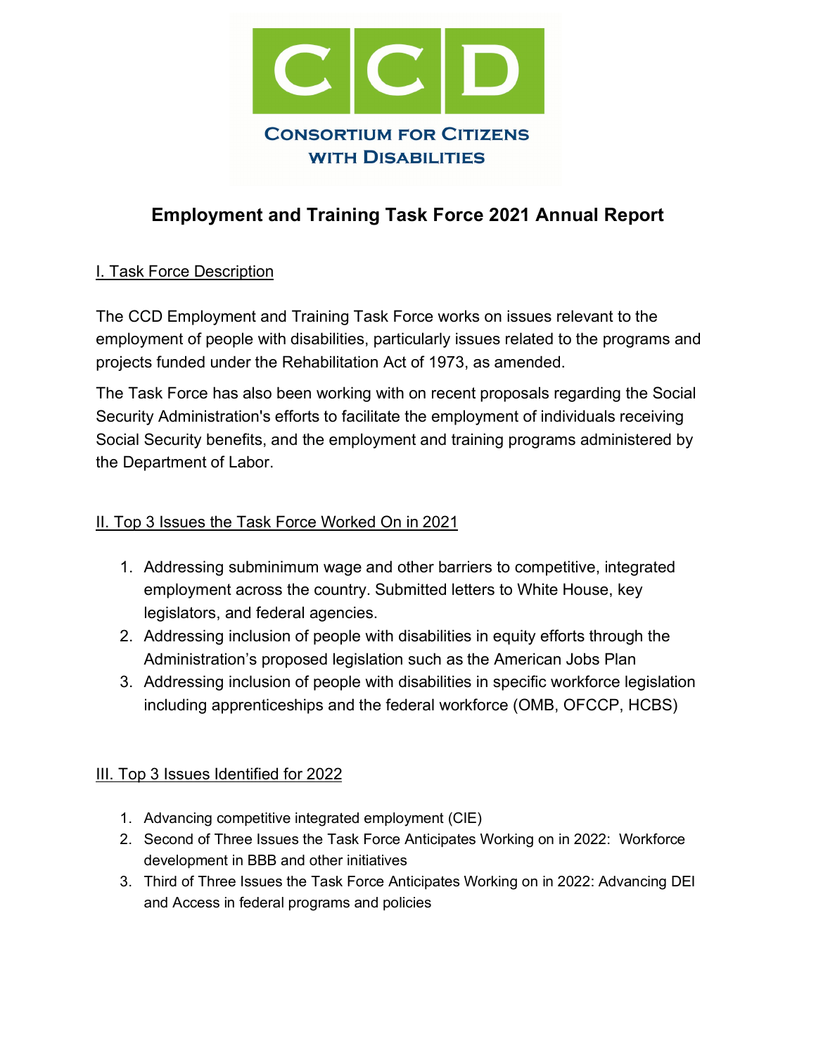CCD

Consortium for Citizens with Disabilities

# Employment and Training Task Force 2021 Annual Report

## I. Task Force Description

The CCD Employment and Training Task Force works on issues relevant to the employment of people with disabilities, particularly issues related to the programs and projects funded under the Rehabilitation Act of 1973, as amended.

The Task Force has also been working with on recent proposals regarding the Social Security Administration's efforts to facilitate the employment of individuals receiving Social Security benefits, and the employment and training programs administered by the Department of Labor.

## II. Top 3 Issues the Task Force Worked On in 2021

1. Addressing subminimum wage and other barriers to competitive, integrated employment across the country. Submitted letters to White House, key legislators, and federal agencies.
2. Addressing inclusion of people with disabilities in equity efforts through the Administration's proposed legislation such as the American Jobs Plan
3. Addressing inclusion of people with disabilities in specific workforce legislation including apprenticeships and the federal workforce (OMB, OFCCP, HCBS)

## III. Top 3 Issues Identified for 2022

1. Advancing competitive integrated employment (CIE)
2. Second of Three Issues the Task Force Anticipates Working on in 2022: Workforce development in BBB and other initiatives
3. Third of Three Issues the Task Force Anticipates Working on in 2022: Advancing DEI and Access in federal programs and policies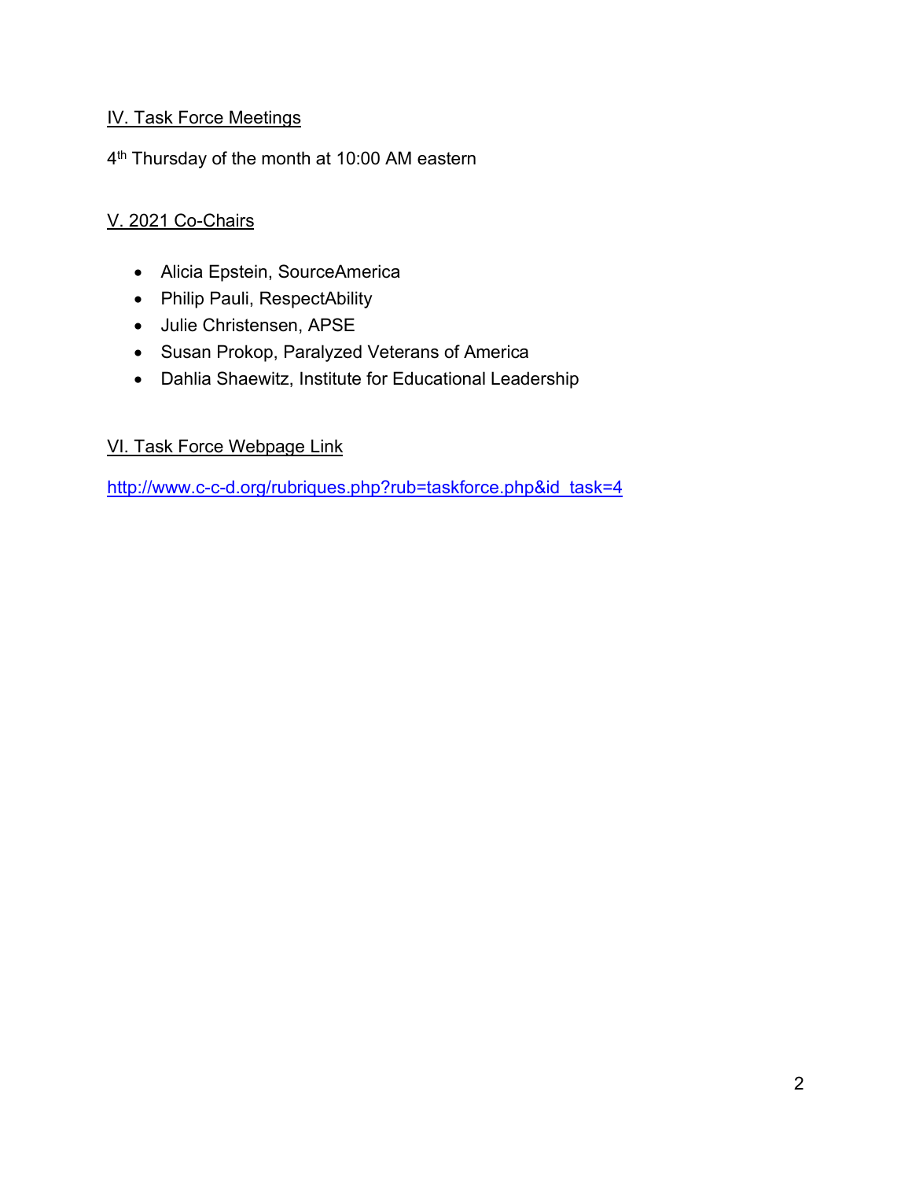## IV. Task Force Meetings

4th Thursday of the month at 10:00 AM eastern

## V. 2021 Co-Chairs

- Alicia Epstein, SourceAmerica
- Philip Pauli, RespectAbility
- Julie Christensen, APSE
- Susan Prokop, Paralyzed Veterans of America
- Dahlia Shaewitz, Institute for Educational Leadership

## VI. Task Force Webpage Link

http://www.c-c-d.org/rubriques.php?rub=taskforce.php&id_task=4